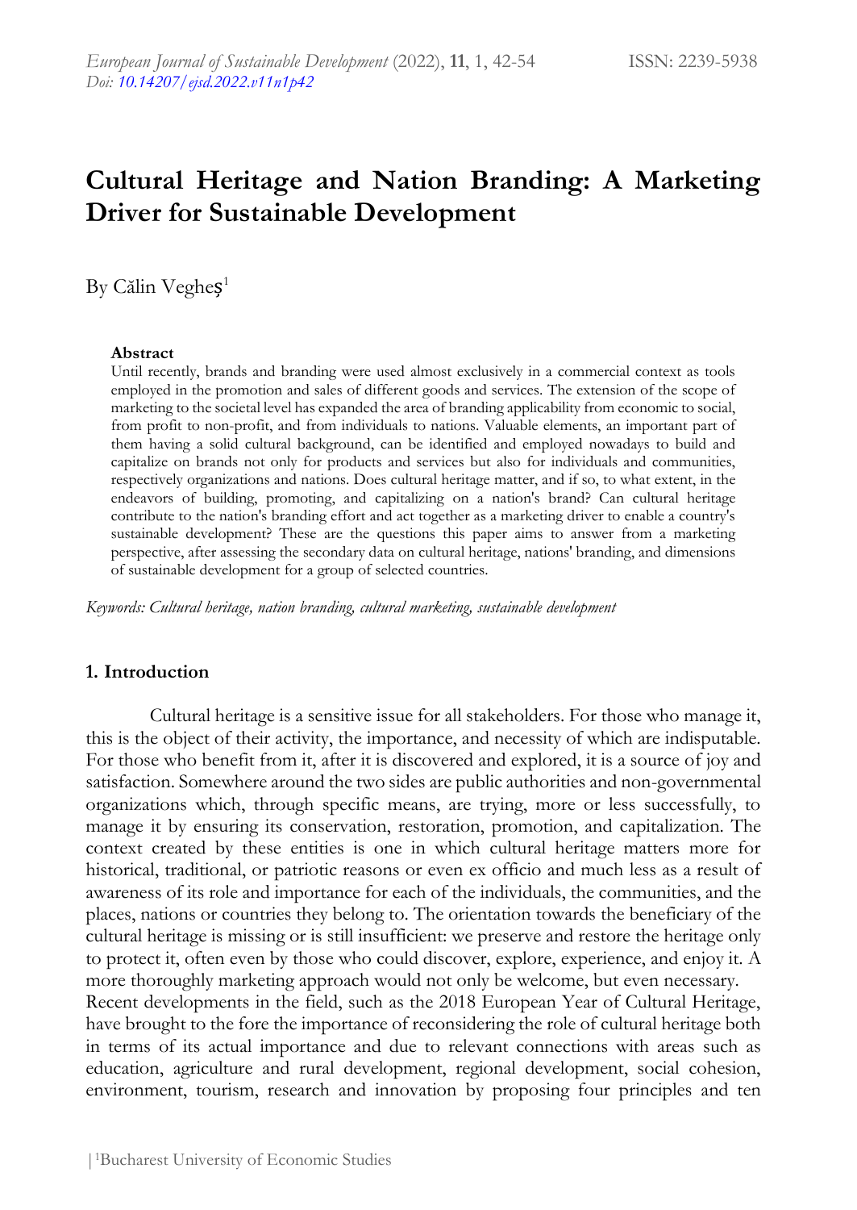# Cultural Heritage and Nation Branding: A Marketing Driver for Sustainable Development

By Călin Vegheş[1]

**Abstract**

Until recently, brands and branding were used almost exclusively in a commercial context as tools employed in the promotion and sales of different goods and services. The extension of the scope of marketing to the societal level has expanded the area of branding applicability from economic to social, from profit to non-profit, and from individuals to nations. Valuable elements, an important part of them having a solid cultural background, can be identified and employed nowadays to build and capitalize on brands not only for products and services but also for individuals and communities, respectively organizations and nations. Does cultural heritage matter, and if so, to what extent, in the endeavors of building, promoting, and capitalizing on a nation's brand? Can cultural heritage contribute to the nation's branding effort and act together as a marketing driver to enable a country's sustainable development? These are the questions this paper aims to answer from a marketing perspective, after assessing the secondary data on cultural heritage, nations' branding, and dimensions of sustainable development for a group of selected countries.

*Keywords: Cultural heritage, nation branding, cultural marketing, sustainable development*

## 1. Introduction

Cultural heritage is a sensitive issue for all stakeholders. For those who manage it, this is the object of their activity, the importance, and necessity of which are indisputable. For those who benefit from it, after it is discovered and explored, it is a source of joy and satisfaction. Somewhere around the two sides are public authorities and non-governmental organizations which, through specific means, are trying, more or less successfully, to manage it by ensuring its conservation, restoration, promotion, and capitalization. The context created by these entities is one in which cultural heritage matters more for historical, traditional, or patriotic reasons or even ex officio and much less as a result of awareness of its role and importance for each of the individuals, the communities, and the places, nations or countries they belong to. The orientation towards the beneficiary of the cultural heritage is missing or is still insufficient: we preserve and restore the heritage only to protect it, often even by those who could discover, explore, experience, and enjoy it. A more thoroughly marketing approach would not only be welcome, but even necessary.

Recent developments in the field, such as the 2018 European Year of Cultural Heritage, have brought to the fore the importance of reconsidering the role of cultural heritage both in terms of its actual importance and due to relevant connections with areas such as education, agriculture and rural development, regional development, social cohesion, environment, tourism, research and innovation by proposing four principles and ten

[1]Bucharest University of Economic Studies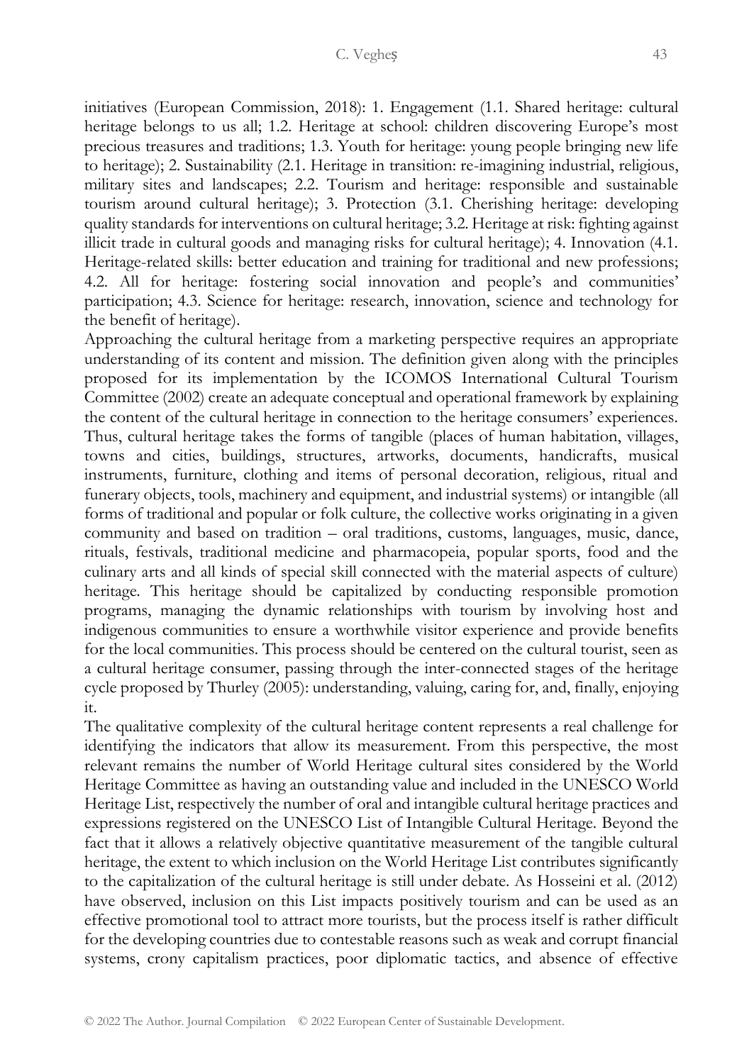initiatives (European Commission, 2018): 1. Engagement (1.1. Shared heritage: cultural heritage belongs to us all; 1.2. Heritage at school: children discovering Europe's most precious treasures and traditions; 1.3. Youth for heritage: young people bringing new life to heritage); 2. Sustainability (2.1. Heritage in transition: re-imagining industrial, religious, military sites and landscapes; 2.2. Tourism and heritage: responsible and sustainable tourism around cultural heritage); 3. Protection (3.1. Cherishing heritage: developing quality standards for interventions on cultural heritage; 3.2. Heritage at risk: fighting against illicit trade in cultural goods and managing risks for cultural heritage); 4. Innovation (4.1. Heritage-related skills: better education and training for traditional and new professions; 4.2. All for heritage: fostering social innovation and people's and communities' participation; 4.3. Science for heritage: research, innovation, science and technology for the benefit of heritage).

Approaching the cultural heritage from a marketing perspective requires an appropriate understanding of its content and mission. The definition given along with the principles proposed for its implementation by the ICOMOS International Cultural Tourism Committee (2002) create an adequate conceptual and operational framework by explaining the content of the cultural heritage in connection to the heritage consumers' experiences. Thus, cultural heritage takes the forms of tangible (places of human habitation, villages, towns and cities, buildings, structures, artworks, documents, handicrafts, musical instruments, furniture, clothing and items of personal decoration, religious, ritual and funerary objects, tools, machinery and equipment, and industrial systems) or intangible (all forms of traditional and popular or folk culture, the collective works originating in a given community and based on tradition – oral traditions, customs, languages, music, dance, rituals, festivals, traditional medicine and pharmacopeia, popular sports, food and the culinary arts and all kinds of special skill connected with the material aspects of culture) heritage. This heritage should be capitalized by conducting responsible promotion programs, managing the dynamic relationships with tourism by involving host and indigenous communities to ensure a worthwhile visitor experience and provide benefits for the local communities. This process should be centered on the cultural tourist, seen as a cultural heritage consumer, passing through the inter-connected stages of the heritage cycle proposed by Thurley (2005): understanding, valuing, caring for, and, finally, enjoying it.

The qualitative complexity of the cultural heritage content represents a real challenge for identifying the indicators that allow its measurement. From this perspective, the most relevant remains the number of World Heritage cultural sites considered by the World Heritage Committee as having an outstanding value and included in the UNESCO World Heritage List, respectively the number of oral and intangible cultural heritage practices and expressions registered on the UNESCO List of Intangible Cultural Heritage. Beyond the fact that it allows a relatively objective quantitative measurement of the tangible cultural heritage, the extent to which inclusion on the World Heritage List contributes significantly to the capitalization of the cultural heritage is still under debate. As Hosseini et al. (2012) have observed, inclusion on this List impacts positively tourism and can be used as an effective promotional tool to attract more tourists, but the process itself is rather difficult for the developing countries due to contestable reasons such as weak and corrupt financial systems, crony capitalism practices, poor diplomatic tactics, and absence of effective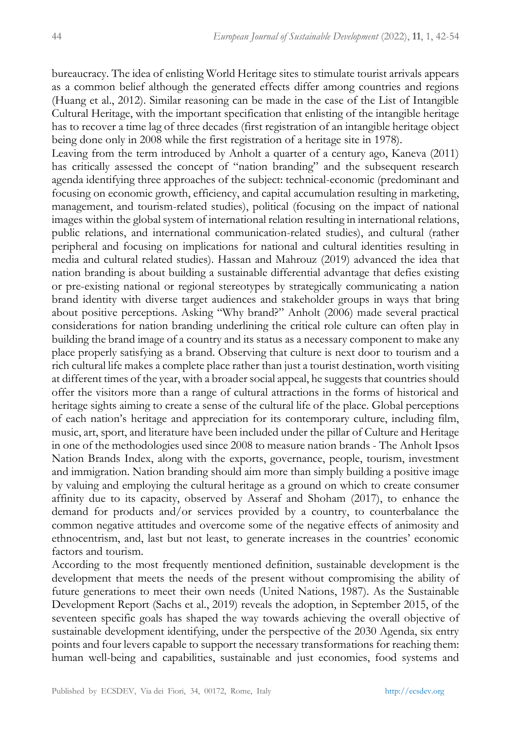bureaucracy. The idea of enlisting World Heritage sites to stimulate tourist arrivals appears as a common belief although the generated effects differ among countries and regions (Huang et al., 2012). Similar reasoning can be made in the case of the List of Intangible Cultural Heritage, with the important specification that enlisting of the intangible heritage has to recover a time lag of three decades (first registration of an intangible heritage object being done only in 2008 while the first registration of a heritage site in 1978).

Leaving from the term introduced by Anholt a quarter of a century ago, Kaneva (2011) has critically assessed the concept of "nation branding" and the subsequent research agenda identifying three approaches of the subject: technical-economic (predominant and focusing on economic growth, efficiency, and capital accumulation resulting in marketing, management, and tourism-related studies), political (focusing on the impact of national images within the global system of international relation resulting in international relations, public relations, and international communication-related studies), and cultural (rather peripheral and focusing on implications for national and cultural identities resulting in media and cultural related studies). Hassan and Mahrouz (2019) advanced the idea that nation branding is about building a sustainable differential advantage that defies existing or pre-existing national or regional stereotypes by strategically communicating a nation brand identity with diverse target audiences and stakeholder groups in ways that bring about positive perceptions. Asking "Why brand?" Anholt (2006) made several practical considerations for nation branding underlining the critical role culture can often play in building the brand image of a country and its status as a necessary component to make any place properly satisfying as a brand. Observing that culture is next door to tourism and a rich cultural life makes a complete place rather than just a tourist destination, worth visiting at different times of the year, with a broader social appeal, he suggests that countries should offer the visitors more than a range of cultural attractions in the forms of historical and heritage sights aiming to create a sense of the cultural life of the place. Global perceptions of each nation's heritage and appreciation for its contemporary culture, including film, music, art, sport, and literature have been included under the pillar of Culture and Heritage in one of the methodologies used since 2008 to measure nation brands - The Anholt Ipsos Nation Brands Index, along with the exports, governance, people, tourism, investment and immigration. Nation branding should aim more than simply building a positive image by valuing and employing the cultural heritage as a ground on which to create consumer affinity due to its capacity, observed by Asseraf and Shoham (2017), to enhance the demand for products and/or services provided by a country, to counterbalance the common negative attitudes and overcome some of the negative effects of animosity and ethnocentrism, and, last but not least, to generate increases in the countries' economic factors and tourism.

According to the most frequently mentioned definition, sustainable development is the development that meets the needs of the present without compromising the ability of future generations to meet their own needs (United Nations, 1987). As the Sustainable Development Report (Sachs et al., 2019) reveals the adoption, in September 2015, of the seventeen specific goals has shaped the way towards achieving the overall objective of sustainable development identifying, under the perspective of the 2030 Agenda, six entry points and four levers capable to support the necessary transformations for reaching them: human well-being and capabilities, sustainable and just economies, food systems and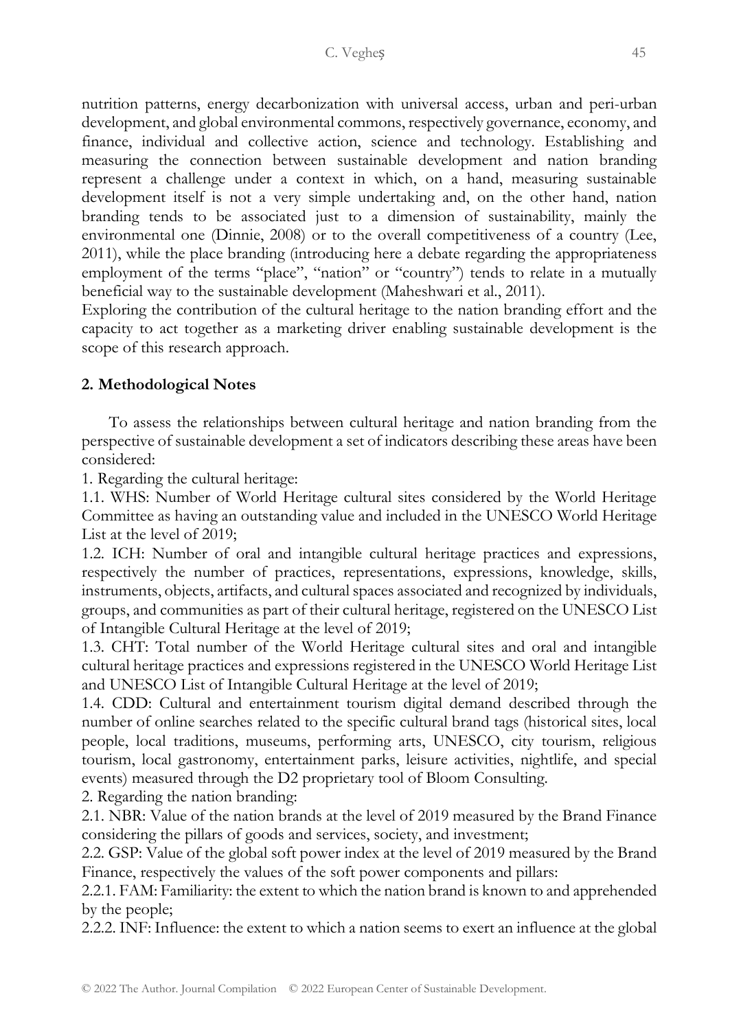nutrition patterns, energy decarbonization with universal access, urban and peri-urban development, and global environmental commons, respectively governance, economy, and finance, individual and collective action, science and technology. Establishing and measuring the connection between sustainable development and nation branding represent a challenge under a context in which, on a hand, measuring sustainable development itself is not a very simple undertaking and, on the other hand, nation branding tends to be associated just to a dimension of sustainability, mainly the environmental one (Dinnie, 2008) or to the overall competitiveness of a country (Lee, 2011), while the place branding (introducing here a debate regarding the appropriateness employment of the terms "place", "nation" or "country") tends to relate in a mutually beneficial way to the sustainable development (Maheshwari et al., 2011).

Exploring the contribution of the cultural heritage to the nation branding effort and the capacity to act together as a marketing driver enabling sustainable development is the scope of this research approach.

## 2. Methodological Notes

To assess the relationships between cultural heritage and nation branding from the perspective of sustainable development a set of indicators describing these areas have been considered:

1. Regarding the cultural heritage:

1.1. WHS: Number of World Heritage cultural sites considered by the World Heritage Committee as having an outstanding value and included in the UNESCO World Heritage List at the level of 2019;

1.2. ICH: Number of oral and intangible cultural heritage practices and expressions, respectively the number of practices, representations, expressions, knowledge, skills, instruments, objects, artifacts, and cultural spaces associated and recognized by individuals, groups, and communities as part of their cultural heritage, registered on the UNESCO List of Intangible Cultural Heritage at the level of 2019;

1.3. CHT: Total number of the World Heritage cultural sites and oral and intangible cultural heritage practices and expressions registered in the UNESCO World Heritage List and UNESCO List of Intangible Cultural Heritage at the level of 2019;

1.4. CDD: Cultural and entertainment tourism digital demand described through the number of online searches related to the specific cultural brand tags (historical sites, local people, local traditions, museums, performing arts, UNESCO, city tourism, religious tourism, local gastronomy, entertainment parks, leisure activities, nightlife, and special events) measured through the D2 proprietary tool of Bloom Consulting.

2. Regarding the nation branding:

2.1. NBR: Value of the nation brands at the level of 2019 measured by the Brand Finance considering the pillars of goods and services, society, and investment;

2.2. GSP: Value of the global soft power index at the level of 2019 measured by the Brand Finance, respectively the values of the soft power components and pillars:

2.2.1. FAM: Familiarity: the extent to which the nation brand is known to and apprehended by the people;

2.2.2. INF: Influence: the extent to which a nation seems to exert an influence at the global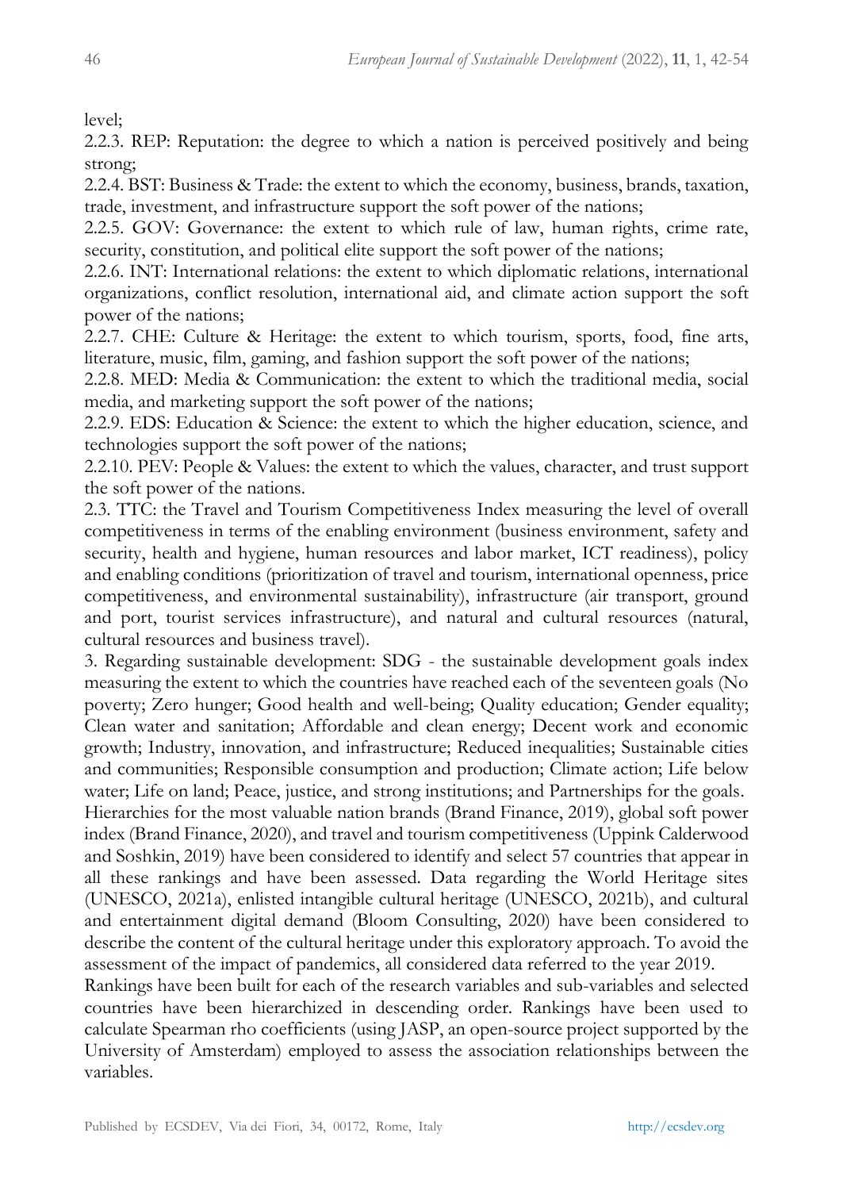level;

2.2.3. REP: Reputation: the degree to which a nation is perceived positively and being strong;

2.2.4. BST: Business & Trade: the extent to which the economy, business, brands, taxation, trade, investment, and infrastructure support the soft power of the nations;

2.2.5. GOV: Governance: the extent to which rule of law, human rights, crime rate, security, constitution, and political elite support the soft power of the nations;

2.2.6. INT: International relations: the extent to which diplomatic relations, international organizations, conflict resolution, international aid, and climate action support the soft power of the nations;

2.2.7. CHE: Culture & Heritage: the extent to which tourism, sports, food, fine arts, literature, music, film, gaming, and fashion support the soft power of the nations;

2.2.8. MED: Media & Communication: the extent to which the traditional media, social media, and marketing support the soft power of the nations;

2.2.9. EDS: Education & Science: the extent to which the higher education, science, and technologies support the soft power of the nations;

2.2.10. PEV: People & Values: the extent to which the values, character, and trust support the soft power of the nations.

2.3. TTC: the Travel and Tourism Competitiveness Index measuring the level of overall competitiveness in terms of the enabling environment (business environment, safety and security, health and hygiene, human resources and labor market, ICT readiness), policy and enabling conditions (prioritization of travel and tourism, international openness, price competitiveness, and environmental sustainability), infrastructure (air transport, ground and port, tourist services infrastructure), and natural and cultural resources (natural, cultural resources and business travel).

3. Regarding sustainable development: SDG - the sustainable development goals index measuring the extent to which the countries have reached each of the seventeen goals (No poverty; Zero hunger; Good health and well-being; Quality education; Gender equality; Clean water and sanitation; Affordable and clean energy; Decent work and economic growth; Industry, innovation, and infrastructure; Reduced inequalities; Sustainable cities and communities; Responsible consumption and production; Climate action; Life below water; Life on land; Peace, justice, and strong institutions; and Partnerships for the goals.

Hierarchies for the most valuable nation brands (Brand Finance, 2019), global soft power index (Brand Finance, 2020), and travel and tourism competitiveness (Uppink Calderwood and Soshkin, 2019) have been considered to identify and select 57 countries that appear in all these rankings and have been assessed. Data regarding the World Heritage sites (UNESCO, 2021a), enlisted intangible cultural heritage (UNESCO, 2021b), and cultural and entertainment digital demand (Bloom Consulting, 2020) have been considered to describe the content of the cultural heritage under this exploratory approach. To avoid the assessment of the impact of pandemics, all considered data referred to the year 2019.

Rankings have been built for each of the research variables and sub-variables and selected countries have been hierarchized in descending order. Rankings have been used to calculate Spearman rho coefficients (using JASP, an open-source project supported by the University of Amsterdam) employed to assess the association relationships between the variables.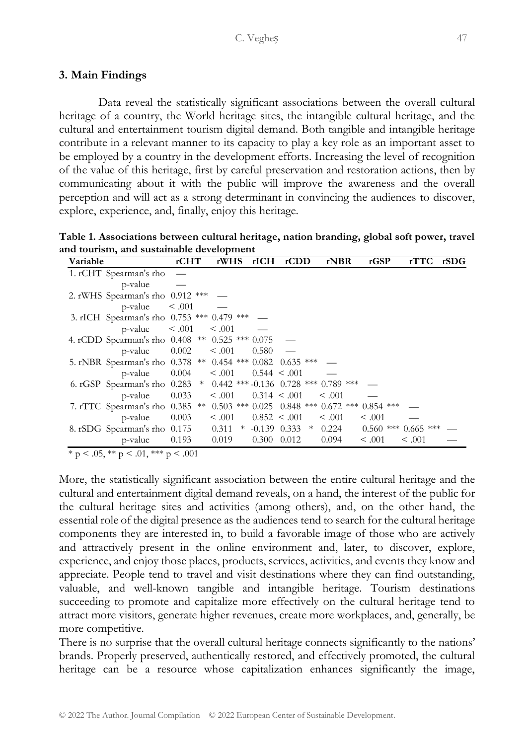## 3. Main Findings

Data reveal the statistically significant associations between the overall cultural heritage of a country, the World heritage sites, the intangible cultural heritage, and the cultural and entertainment tourism digital demand. Both tangible and intangible heritage contribute in a relevant manner to its capacity to play a key role as an important asset to be employed by a country in the development efforts. Increasing the level of recognition of the value of this heritage, first by careful preservation and restoration actions, then by communicating about it with the public will improve the awareness and the overall perception and will act as a strong determinant in convincing the audiences to discover, explore, experience, and, finally, enjoy this heritage.

**Table 1. Associations between cultural heritage, nation branding, global soft power, travel and tourism, and sustainable development**

| Variable | | rCHT | rWHS | rICH | rCDD | rNBR | rGSP | rTTC | rSDG |
|---|---|---|---|---|---|---|---|---|---|
| 1. rCHT | Spearman's rho | — | | | | | | | |
| | p-value | — | | | | | | | |
| 2. rWHS | Spearman's rho | 0.912 *** | — | | | | | | |
| | p-value | < .001 | — | | | | | | |
| 3. rICH | Spearman's rho | 0.753 *** | 0.479 *** | — | | | | | |
| | p-value | < .001 | < .001 | — | | | | | |
| 4. rCDD | Spearman's rho | 0.408 ** | 0.525 *** | 0.075 | — | | | | |
| | p-value | 0.002 | < .001 | 0.580 | — | | | | |
| 5. rNBR | Spearman's rho | 0.378 ** | 0.454 *** | 0.082 | 0.635 *** | — | | | |
| | p-value | 0.004 | < .001 | 0.544 | < .001 | — | | | |
| 6. rGSP | Spearman's rho | 0.283 * | 0.442 *** | -0.136 | 0.728 *** | 0.789 *** | — | | |
| | p-value | 0.033 | < .001 | 0.314 | < .001 | < .001 | — | | |
| 7. rTTC | Spearman's rho | 0.385 ** | 0.503 *** | 0.025 | 0.848 *** | 0.672 *** | 0.854 *** | — | |
| | p-value | 0.003 | < .001 | 0.852 | < .001 | < .001 | < .001 | — | |
| 8. rSDG | Spearman's rho | 0.175 | 0.311 * | -0.139 | 0.333 * | 0.224 | 0.560 *** | 0.665 *** | — |
| | p-value | 0.193 | 0.019 | 0.300 | 0.012 | 0.094 | < .001 | < .001 | — |

* p < .05, ** p < .01, *** p < .001

More, the statistically significant association between the entire cultural heritage and the cultural and entertainment digital demand reveals, on a hand, the interest of the public for the cultural heritage sites and activities (among others), and, on the other hand, the essential role of the digital presence as the audiences tend to search for the cultural heritage components they are interested in, to build a favorable image of those who are actively and attractively present in the online environment and, later, to discover, explore, experience, and enjoy those places, products, services, activities, and events they know and appreciate. People tend to travel and visit destinations where they can find outstanding, valuable, and well-known tangible and intangible heritage. Tourism destinations succeeding to promote and capitalize more effectively on the cultural heritage tend to attract more visitors, generate higher revenues, create more workplaces, and, generally, be more competitive.

There is no surprise that the overall cultural heritage connects significantly to the nations' brands. Properly preserved, authentically restored, and effectively promoted, the cultural heritage can be a resource whose capitalization enhances significantly the image,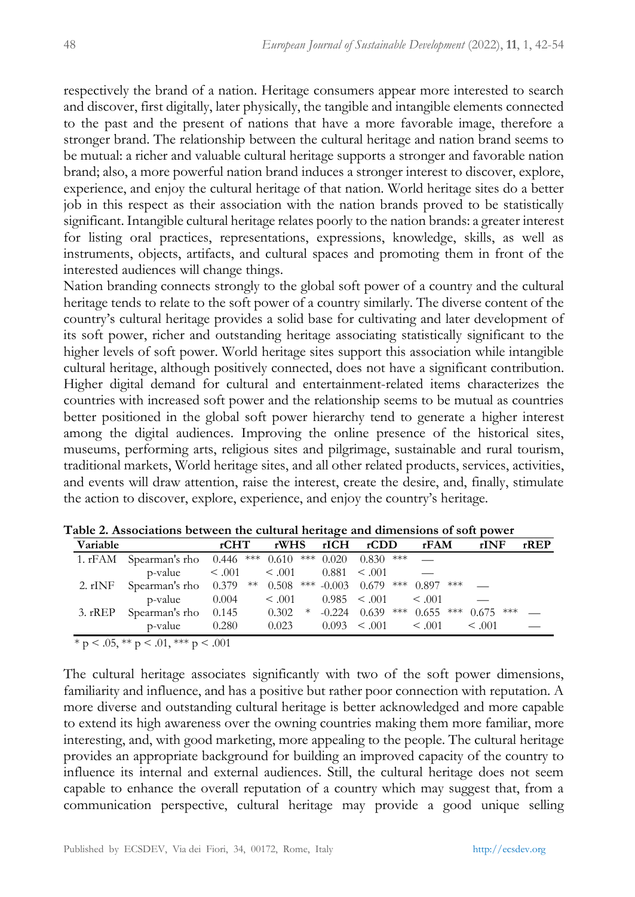respectively the brand of a nation. Heritage consumers appear more interested to search and discover, first digitally, later physically, the tangible and intangible elements connected to the past and the present of nations that have a more favorable image, therefore a stronger brand. The relationship between the cultural heritage and nation brand seems to be mutual: a richer and valuable cultural heritage supports a stronger and favorable nation brand; also, a more powerful nation brand induces a stronger interest to discover, explore, experience, and enjoy the cultural heritage of that nation. World heritage sites do a better job in this respect as their association with the nation brands proved to be statistically significant. Intangible cultural heritage relates poorly to the nation brands: a greater interest for listing oral practices, representations, expressions, knowledge, skills, as well as instruments, objects, artifacts, and cultural spaces and promoting them in front of the interested audiences will change things.

Nation branding connects strongly to the global soft power of a country and the cultural heritage tends to relate to the soft power of a country similarly. The diverse content of the country's cultural heritage provides a solid base for cultivating and later development of its soft power, richer and outstanding heritage associating statistically significant to the higher levels of soft power. World heritage sites support this association while intangible cultural heritage, although positively connected, does not have a significant contribution. Higher digital demand for cultural and entertainment-related items characterizes the countries with increased soft power and the relationship seems to be mutual as countries better positioned in the global soft power hierarchy tend to generate a higher interest among the digital audiences. Improving the online presence of the historical sites, museums, performing arts, religious sites and pilgrimage, sustainable and rural tourism, traditional markets, World heritage sites, and all other related products, services, activities, and events will draw attention, raise the interest, create the desire, and, finally, stimulate the action to discover, explore, experience, and enjoy the country's heritage.

**Table 2. Associations between the cultural heritage and dimensions of soft power**

| Variable | | rCHT | rWHS | rICH | rCDD | rFAM | rINF | rREP |
|---|---|---|---|---|---|---|---|---|
| 1. rFAM | Spearman's rho | 0.446 *** | 0.610 *** | 0.020 | 0.830 *** | — | | |
| | p-value | < .001 | < .001 | 0.881 | < .001 | — | | |
| 2. rINF | Spearman's rho | 0.379 ** | 0.508 *** | -0.003 | 0.679 *** | 0.897 *** | — | |
| | p-value | 0.004 | < .001 | 0.985 | < .001 | < .001 | — | |
| 3. rREP | Spearman's rho | 0.145 | 0.302 * | -0.224 | 0.639 *** | 0.655 *** | 0.675 *** | — |
| | p-value | 0.280 | 0.023 | 0.093 | < .001 | < .001 | < .001 | — |

* p < .05, ** p < .01, *** p < .001

The cultural heritage associates significantly with two of the soft power dimensions, familiarity and influence, and has a positive but rather poor connection with reputation. A more diverse and outstanding cultural heritage is better acknowledged and more capable to extend its high awareness over the owning countries making them more familiar, more interesting, and, with good marketing, more appealing to the people. The cultural heritage provides an appropriate background for building an improved capacity of the country to influence its internal and external audiences. Still, the cultural heritage does not seem capable to enhance the overall reputation of a country which may suggest that, from a communication perspective, cultural heritage may provide a good unique selling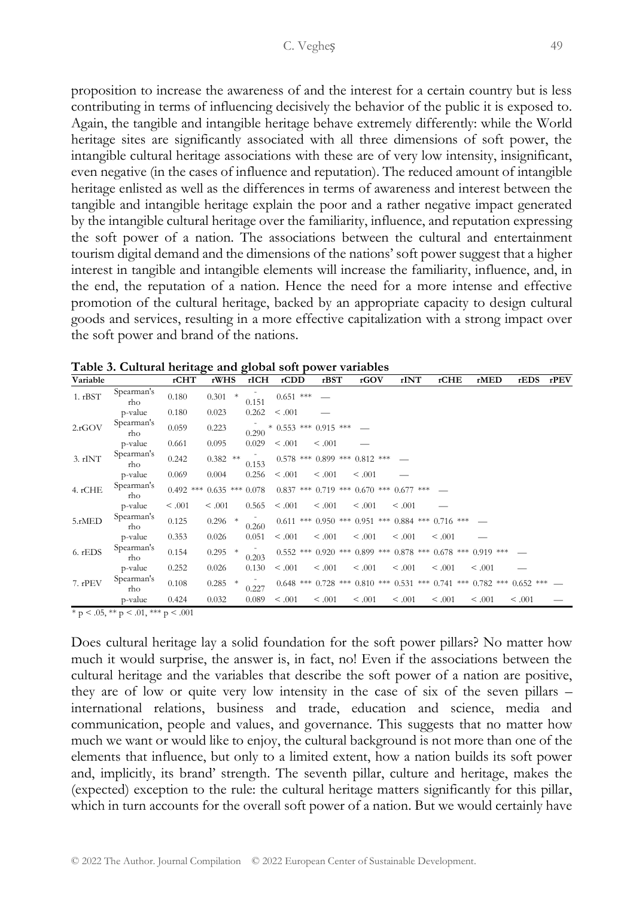proposition to increase the awareness of and the interest for a certain country but is less contributing in terms of influencing decisively the behavior of the public it is exposed to. Again, the tangible and intangible heritage behave extremely differently: while the World heritage sites are significantly associated with all three dimensions of soft power, the intangible cultural heritage associations with these are of very low intensity, insignificant, even negative (in the cases of influence and reputation). The reduced amount of intangible heritage enlisted as well as the differences in terms of awareness and interest between the tangible and intangible heritage explain the poor and a rather negative impact generated by the intangible cultural heritage over the familiarity, influence, and reputation expressing the soft power of a nation. The associations between the cultural and entertainment tourism digital demand and the dimensions of the nations' soft power suggest that a higher interest in tangible and intangible elements will increase the familiarity, influence, and, in the end, the reputation of a nation. Hence the need for a more intense and effective promotion of the cultural heritage, backed by an appropriate capacity to design cultural goods and services, resulting in a more effective capitalization with a strong impact over the soft power and brand of the nations.

**Table 3. Cultural heritage and global soft power variables**

| Variable | | rCHT | rWHS | rICH | rCDD | rBST | rGOV | rINT | rCHE | rMED | rEDS | rPEV |
|---|---|---|---|---|---|---|---|---|---|---|---|---|
| 1. rBST | Spearman's rho | 0.180 | 0.301 * | -0.151 | 0.651 *** | — | | | | | | |
| | p-value | 0.180 | 0.023 | 0.262 | < .001 | — | | | | | | |
| 2.rGOV | Spearman's rho | 0.059 | 0.223 | -0.290 * | 0.553 *** | 0.915 *** | — | | | | | |
| | p-value | 0.661 | 0.095 | 0.029 | < .001 | < .001 | — | | | | | |
| 3. rINT | Spearman's rho | 0.242 | 0.382 ** | -0.153 | 0.578 *** | 0.899 *** | 0.812 *** | — | | | | |
| | p-value | 0.069 | 0.004 | 0.256 | < .001 | < .001 | < .001 | — | | | | |
| 4. rCHE | Spearman's rho | 0.492 *** | 0.635 *** | 0.078 | 0.837 *** | 0.719 *** | 0.670 *** | 0.677 *** | — | | | |
| | p-value | < .001 | < .001 | 0.565 | < .001 | < .001 | < .001 | < .001 | — | | | |
| 5.rMED | Spearman's rho | 0.125 | 0.296 * | -0.260 | 0.611 *** | 0.950 *** | 0.951 *** | 0.884 *** | 0.716 *** | — | | |
| | p-value | 0.353 | 0.026 | 0.051 | < .001 | < .001 | < .001 | < .001 | < .001 | — | | |
| 6. rEDS | Spearman's rho | 0.154 | 0.295 * | -0.203 | 0.552 *** | 0.920 *** | 0.899 *** | 0.878 *** | 0.678 *** | 0.919 *** | — | |
| | p-value | 0.252 | 0.026 | 0.130 | < .001 | < .001 | < .001 | < .001 | < .001 | < .001 | — | |
| 7. rPEV | Spearman's rho | 0.108 | 0.285 * | -0.227 | 0.648 *** | 0.728 *** | 0.810 *** | 0.531 *** | 0.741 *** | 0.782 *** | 0.652 *** | — |
| | p-value | 0.424 | 0.032 | 0.089 | < .001 | < .001 | < .001 | < .001 | < .001 | < .001 | < .001 | — |

\* p < .05, ** p < .01, *** p < .001

Does cultural heritage lay a solid foundation for the soft power pillars? No matter how much it would surprise, the answer is, in fact, no! Even if the associations between the cultural heritage and the variables that describe the soft power of a nation are positive, they are of low or quite very low intensity in the case of six of the seven pillars – international relations, business and trade, education and science, media and communication, people and values, and governance. This suggests that no matter how much we want or would like to enjoy, the cultural background is not more than one of the elements that influence, but only to a limited extent, how a nation builds its soft power and, implicitly, its brand' strength. The seventh pillar, culture and heritage, makes the (expected) exception to the rule: the cultural heritage matters significantly for this pillar, which in turn accounts for the overall soft power of a nation. But we would certainly have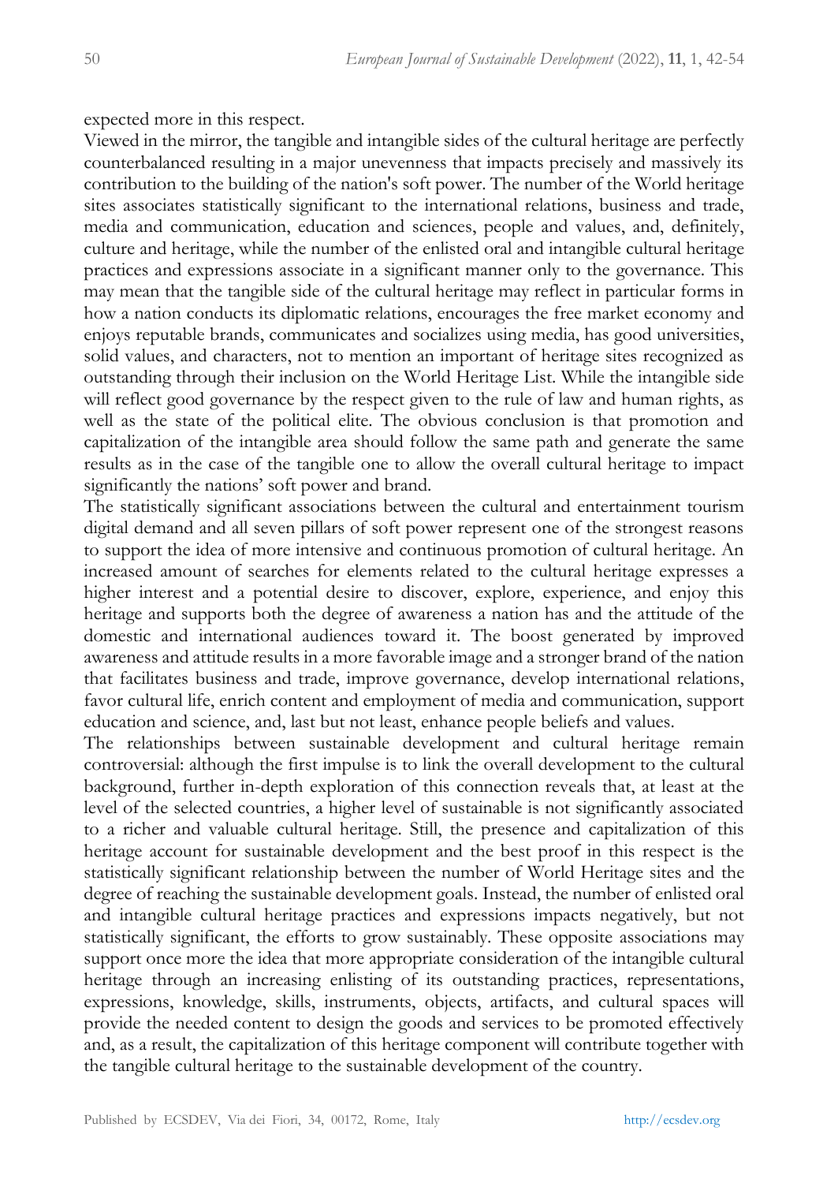expected more in this respect.

Viewed in the mirror, the tangible and intangible sides of the cultural heritage are perfectly counterbalanced resulting in a major unevenness that impacts precisely and massively its contribution to the building of the nation's soft power. The number of the World heritage sites associates statistically significant to the international relations, business and trade, media and communication, education and sciences, people and values, and, definitely, culture and heritage, while the number of the enlisted oral and intangible cultural heritage practices and expressions associate in a significant manner only to the governance. This may mean that the tangible side of the cultural heritage may reflect in particular forms in how a nation conducts its diplomatic relations, encourages the free market economy and enjoys reputable brands, communicates and socializes using media, has good universities, solid values, and characters, not to mention an important of heritage sites recognized as outstanding through their inclusion on the World Heritage List. While the intangible side will reflect good governance by the respect given to the rule of law and human rights, as well as the state of the political elite. The obvious conclusion is that promotion and capitalization of the intangible area should follow the same path and generate the same results as in the case of the tangible one to allow the overall cultural heritage to impact significantly the nations' soft power and brand.

The statistically significant associations between the cultural and entertainment tourism digital demand and all seven pillars of soft power represent one of the strongest reasons to support the idea of more intensive and continuous promotion of cultural heritage. An increased amount of searches for elements related to the cultural heritage expresses a higher interest and a potential desire to discover, explore, experience, and enjoy this heritage and supports both the degree of awareness a nation has and the attitude of the domestic and international audiences toward it. The boost generated by improved awareness and attitude results in a more favorable image and a stronger brand of the nation that facilitates business and trade, improve governance, develop international relations, favor cultural life, enrich content and employment of media and communication, support education and science, and, last but not least, enhance people beliefs and values.

The relationships between sustainable development and cultural heritage remain controversial: although the first impulse is to link the overall development to the cultural background, further in-depth exploration of this connection reveals that, at least at the level of the selected countries, a higher level of sustainable is not significantly associated to a richer and valuable cultural heritage. Still, the presence and capitalization of this heritage account for sustainable development and the best proof in this respect is the statistically significant relationship between the number of World Heritage sites and the degree of reaching the sustainable development goals. Instead, the number of enlisted oral and intangible cultural heritage practices and expressions impacts negatively, but not statistically significant, the efforts to grow sustainably. These opposite associations may support once more the idea that more appropriate consideration of the intangible cultural heritage through an increasing enlisting of its outstanding practices, representations, expressions, knowledge, skills, instruments, objects, artifacts, and cultural spaces will provide the needed content to design the goods and services to be promoted effectively and, as a result, the capitalization of this heritage component will contribute together with the tangible cultural heritage to the sustainable development of the country.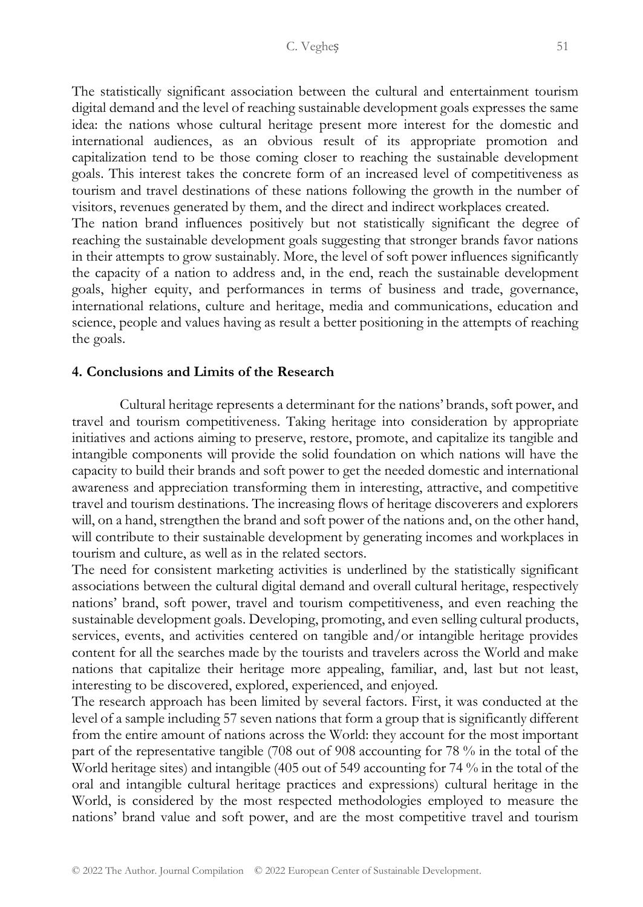The statistically significant association between the cultural and entertainment tourism digital demand and the level of reaching sustainable development goals expresses the same idea: the nations whose cultural heritage present more interest for the domestic and international audiences, as an obvious result of its appropriate promotion and capitalization tend to be those coming closer to reaching the sustainable development goals. This interest takes the concrete form of an increased level of competitiveness as tourism and travel destinations of these nations following the growth in the number of visitors, revenues generated by them, and the direct and indirect workplaces created.

The nation brand influences positively but not statistically significant the degree of reaching the sustainable development goals suggesting that stronger brands favor nations in their attempts to grow sustainably. More, the level of soft power influences significantly the capacity of a nation to address and, in the end, reach the sustainable development goals, higher equity, and performances in terms of business and trade, governance, international relations, culture and heritage, media and communications, education and science, people and values having as result a better positioning in the attempts of reaching the goals.

## 4. Conclusions and Limits of the Research

Cultural heritage represents a determinant for the nations' brands, soft power, and travel and tourism competitiveness. Taking heritage into consideration by appropriate initiatives and actions aiming to preserve, restore, promote, and capitalize its tangible and intangible components will provide the solid foundation on which nations will have the capacity to build their brands and soft power to get the needed domestic and international awareness and appreciation transforming them in interesting, attractive, and competitive travel and tourism destinations. The increasing flows of heritage discoverers and explorers will, on a hand, strengthen the brand and soft power of the nations and, on the other hand, will contribute to their sustainable development by generating incomes and workplaces in tourism and culture, as well as in the related sectors.

The need for consistent marketing activities is underlined by the statistically significant associations between the cultural digital demand and overall cultural heritage, respectively nations' brand, soft power, travel and tourism competitiveness, and even reaching the sustainable development goals. Developing, promoting, and even selling cultural products, services, events, and activities centered on tangible and/or intangible heritage provides content for all the searches made by the tourists and travelers across the World and make nations that capitalize their heritage more appealing, familiar, and, last but not least, interesting to be discovered, explored, experienced, and enjoyed.

The research approach has been limited by several factors. First, it was conducted at the level of a sample including 57 seven nations that form a group that is significantly different from the entire amount of nations across the World: they account for the most important part of the representative tangible (708 out of 908 accounting for 78 % in the total of the World heritage sites) and intangible (405 out of 549 accounting for 74 % in the total of the oral and intangible cultural heritage practices and expressions) cultural heritage in the World, is considered by the most respected methodologies employed to measure the nations' brand value and soft power, and are the most competitive travel and tourism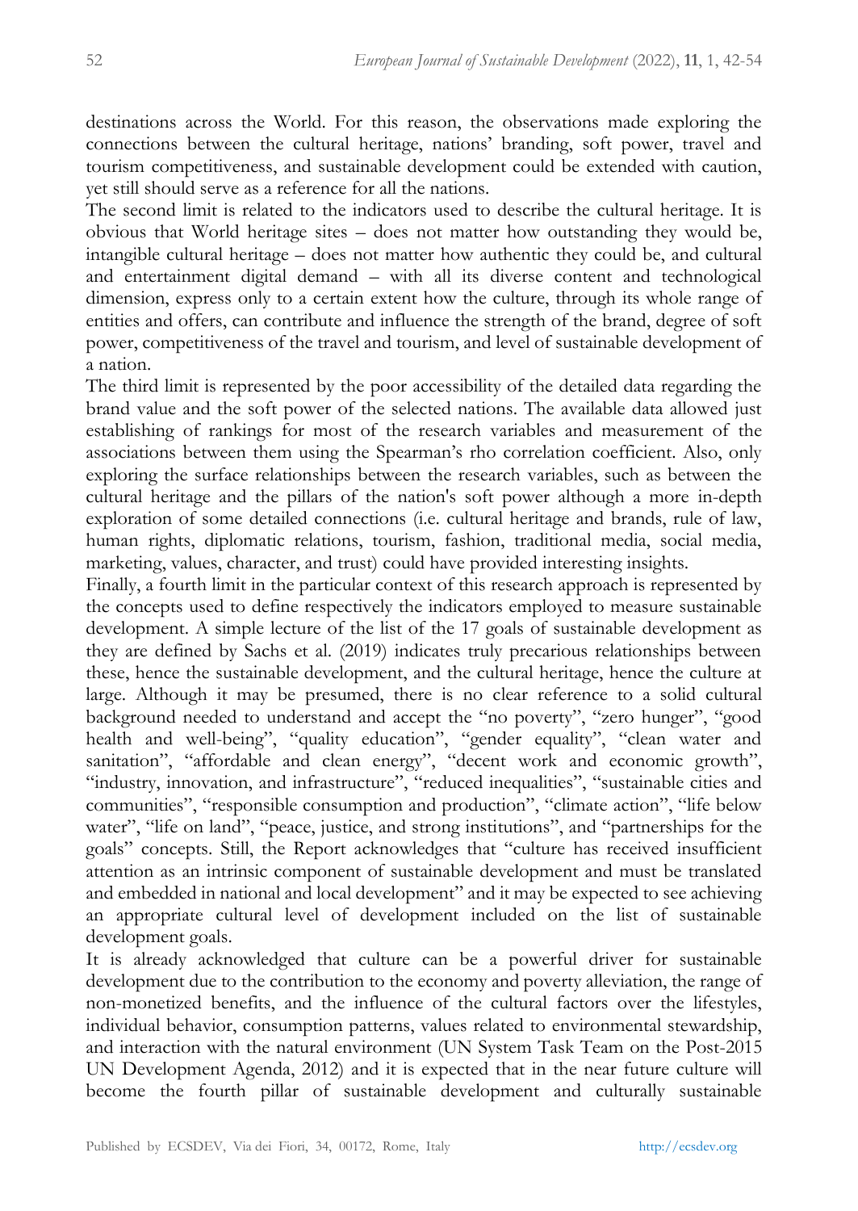destinations across the World. For this reason, the observations made exploring the connections between the cultural heritage, nations' branding, soft power, travel and tourism competitiveness, and sustainable development could be extended with caution, yet still should serve as a reference for all the nations.

The second limit is related to the indicators used to describe the cultural heritage. It is obvious that World heritage sites – does not matter how outstanding they would be, intangible cultural heritage – does not matter how authentic they could be, and cultural and entertainment digital demand – with all its diverse content and technological dimension, express only to a certain extent how the culture, through its whole range of entities and offers, can contribute and influence the strength of the brand, degree of soft power, competitiveness of the travel and tourism, and level of sustainable development of a nation.

The third limit is represented by the poor accessibility of the detailed data regarding the brand value and the soft power of the selected nations. The available data allowed just establishing of rankings for most of the research variables and measurement of the associations between them using the Spearman's rho correlation coefficient. Also, only exploring the surface relationships between the research variables, such as between the cultural heritage and the pillars of the nation's soft power although a more in-depth exploration of some detailed connections (i.e. cultural heritage and brands, rule of law, human rights, diplomatic relations, tourism, fashion, traditional media, social media, marketing, values, character, and trust) could have provided interesting insights.

Finally, a fourth limit in the particular context of this research approach is represented by the concepts used to define respectively the indicators employed to measure sustainable development. A simple lecture of the list of the 17 goals of sustainable development as they are defined by Sachs et al. (2019) indicates truly precarious relationships between these, hence the sustainable development, and the cultural heritage, hence the culture at large. Although it may be presumed, there is no clear reference to a solid cultural background needed to understand and accept the "no poverty", "zero hunger", "good health and well-being", "quality education", "gender equality", "clean water and sanitation", "affordable and clean energy", "decent work and economic growth", "industry, innovation, and infrastructure", "reduced inequalities", "sustainable cities and communities", "responsible consumption and production", "climate action", "life below water", "life on land", "peace, justice, and strong institutions", and "partnerships for the goals" concepts. Still, the Report acknowledges that "culture has received insufficient attention as an intrinsic component of sustainable development and must be translated and embedded in national and local development" and it may be expected to see achieving an appropriate cultural level of development included on the list of sustainable development goals.

It is already acknowledged that culture can be a powerful driver for sustainable development due to the contribution to the economy and poverty alleviation, the range of non-monetized benefits, and the influence of the cultural factors over the lifestyles, individual behavior, consumption patterns, values related to environmental stewardship, and interaction with the natural environment (UN System Task Team on the Post-2015 UN Development Agenda, 2012) and it is expected that in the near future culture will become the fourth pillar of sustainable development and culturally sustainable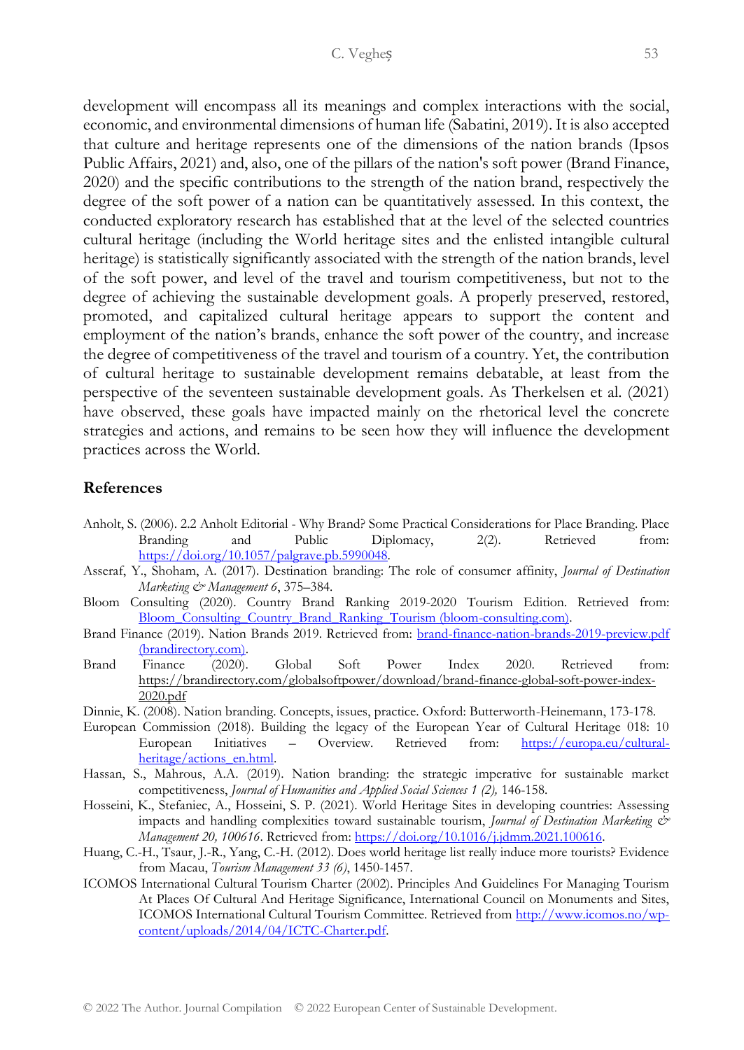development will encompass all its meanings and complex interactions with the social, economic, and environmental dimensions of human life (Sabatini, 2019). It is also accepted that culture and heritage represents one of the dimensions of the nation brands (Ipsos Public Affairs, 2021) and, also, one of the pillars of the nation's soft power (Brand Finance, 2020) and the specific contributions to the strength of the nation brand, respectively the degree of the soft power of a nation can be quantitatively assessed. In this context, the conducted exploratory research has established that at the level of the selected countries cultural heritage (including the World heritage sites and the enlisted intangible cultural heritage) is statistically significantly associated with the strength of the nation brands, level of the soft power, and level of the travel and tourism competitiveness, but not to the degree of achieving the sustainable development goals. A properly preserved, restored, promoted, and capitalized cultural heritage appears to support the content and employment of the nation's brands, enhance the soft power of the country, and increase the degree of competitiveness of the travel and tourism of a country. Yet, the contribution of cultural heritage to sustainable development remains debatable, at least from the perspective of the seventeen sustainable development goals. As Therkelsen et al. (2021) have observed, these goals have impacted mainly on the rhetorical level the concrete strategies and actions, and remains to be seen how they will influence the development practices across the World.

## References

Anholt, S. (2006). 2.2 Anholt Editorial - Why Brand? Some Practical Considerations for Place Branding. Place Branding and Public Diplomacy, 2(2). Retrieved from: https://doi.org/10.1057/palgrave.pb.5990048.

Asseraf, Y., Shoham, A. (2017). Destination branding: The role of consumer affinity, *Journal of Destination Marketing & Management 6*, 375–384.

Bloom Consulting (2020). Country Brand Ranking 2019-2020 Tourism Edition. Retrieved from: Bloom_Consulting_Country_Brand_Ranking_Tourism (bloom-consulting.com).

Brand Finance (2019). Nation Brands 2019. Retrieved from: brand-finance-nation-brands-2019-preview.pdf (brandirectory.com).

Brand Finance (2020). Global Soft Power Index 2020. Retrieved from: https://brandirectory.com/globalsoftpower/download/brand-finance-global-soft-power-index-2020.pdf

Dinnie, K. (2008). Nation branding. Concepts, issues, practice. Oxford: Butterworth-Heinemann, 173-178.

European Commission (2018). Building the legacy of the European Year of Cultural Heritage 018: 10 European Initiatives – Overview. Retrieved from: https://europa.eu/cultural-heritage/actions_en.html.

Hassan, S., Mahrous, A.A. (2019). Nation branding: the strategic imperative for sustainable market competitiveness, *Journal of Humanities and Applied Social Sciences 1 (2),* 146-158.

Hosseini, K., Stefaniec, A., Hosseini, S. P. (2021). World Heritage Sites in developing countries: Assessing impacts and handling complexities toward sustainable tourism, *Journal of Destination Marketing & Management 20, 100616*. Retrieved from: https://doi.org/10.1016/j.jdmm.2021.100616.

Huang, C.-H., Tsaur, J.-R., Yang, C.-H. (2012). Does world heritage list really induce more tourists? Evidence from Macau, *Tourism Management 33 (6)*, 1450-1457.

ICOMOS International Cultural Tourism Charter (2002). Principles And Guidelines For Managing Tourism At Places Of Cultural And Heritage Significance, International Council on Monuments and Sites, ICOMOS International Cultural Tourism Committee. Retrieved from http://www.icomos.no/wp-content/uploads/2014/04/ICTC-Charter.pdf.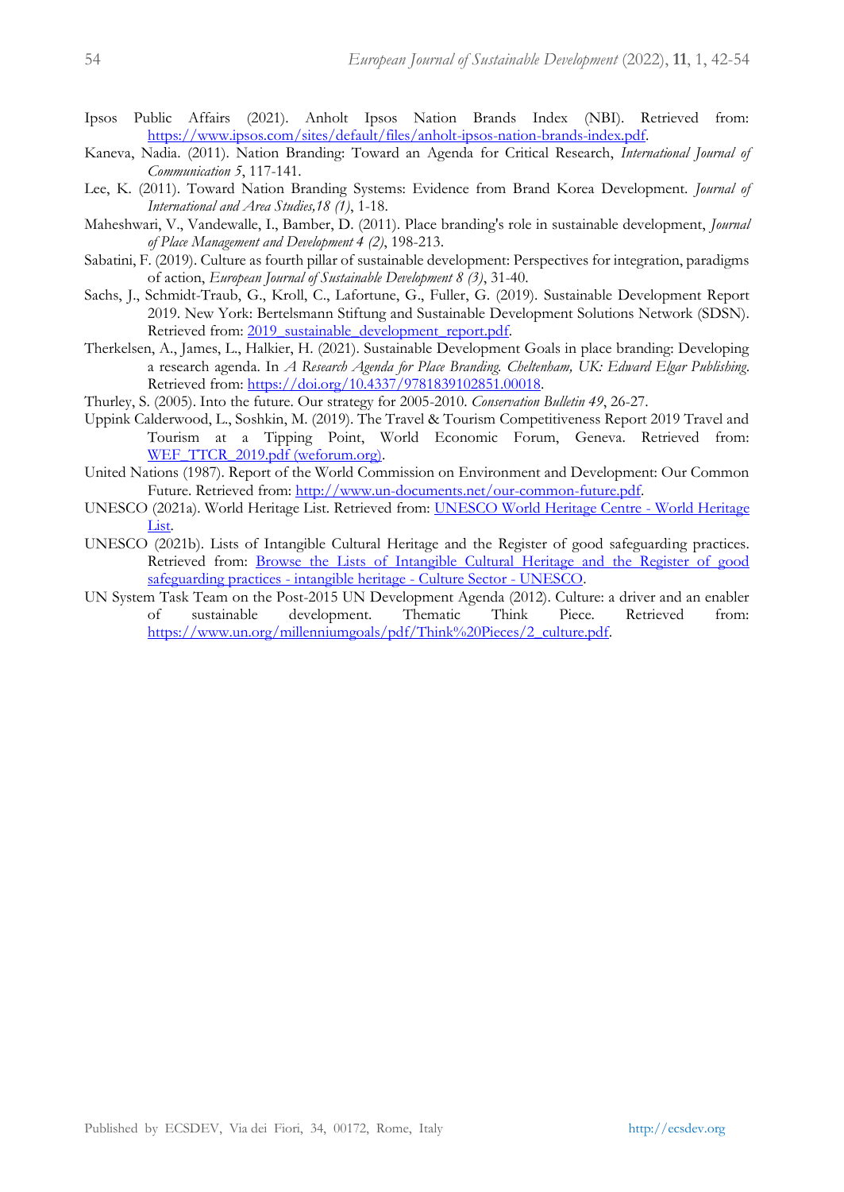Ipsos Public Affairs (2021). Anholt Ipsos Nation Brands Index (NBI). Retrieved from: https://www.ipsos.com/sites/default/files/anholt-ipsos-nation-brands-index.pdf.

Kaneva, Nadia. (2011). Nation Branding: Toward an Agenda for Critical Research, *International Journal of Communication 5*, 117-141.

Lee, K. (2011). Toward Nation Branding Systems: Evidence from Brand Korea Development. *Journal of International and Area Studies,18 (1)*, 1-18.

Maheshwari, V., Vandewalle, I., Bamber, D. (2011). Place branding's role in sustainable development, *Journal of Place Management and Development 4 (2)*, 198-213.

Sabatini, F. (2019). Culture as fourth pillar of sustainable development: Perspectives for integration, paradigms of action, *European Journal of Sustainable Development 8 (3)*, 31-40.

Sachs, J., Schmidt-Traub, G., Kroll, C., Lafortune, G., Fuller, G. (2019). Sustainable Development Report 2019. New York: Bertelsmann Stiftung and Sustainable Development Solutions Network (SDSN). Retrieved from: 2019_sustainable_development_report.pdf.

Therkelsen, A., James, L., Halkier, H. (2021). Sustainable Development Goals in place branding: Developing a research agenda. In *A Research Agenda for Place Branding. Cheltenham, UK: Edward Elgar Publishing*. Retrieved from: https://doi.org/10.4337/9781839102851.00018.

Thurley, S. (2005). Into the future. Our strategy for 2005-2010. *Conservation Bulletin 49*, 26-27.

Uppink Calderwood, L., Soshkin, M. (2019). The Travel & Tourism Competitiveness Report 2019 Travel and Tourism at a Tipping Point, World Economic Forum, Geneva. Retrieved from: WEF_TTCR_2019.pdf (weforum.org).

United Nations (1987). Report of the World Commission on Environment and Development: Our Common Future. Retrieved from: http://www.un-documents.net/our-common-future.pdf.

UNESCO (2021a). World Heritage List. Retrieved from: UNESCO World Heritage Centre - World Heritage List.

UNESCO (2021b). Lists of Intangible Cultural Heritage and the Register of good safeguarding practices. Retrieved from: Browse the Lists of Intangible Cultural Heritage and the Register of good safeguarding practices - intangible heritage - Culture Sector - UNESCO.

UN System Task Team on the Post-2015 UN Development Agenda (2012). Culture: a driver and an enabler of sustainable development. Thematic Think Piece. Retrieved from: https://www.un.org/millenniumgoals/pdf/Think%20Pieces/2_culture.pdf.